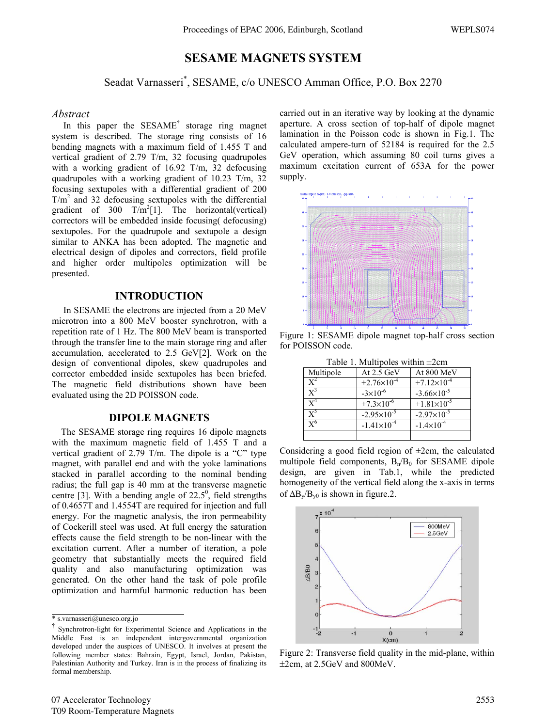# SESAME MAGNETS SYSTEM

Seadat Varnasseri*, SESAME, c/o UNESCO Amman Office, P.O. Box 2270

## *Abstract*

In this paper the SESAME† storage ring magnet system is described. The storage ring consists of 16 bending magnets with a maximum field of 1.455 T and vertical gradient of 2.79 T/m, 32 focusing quadrupoles with a working gradient of 16.92 T/m, 32 defocusing quadrupoles with a working gradient of 10.23 T/m, 32 focusing sextupoles with a differential gradient of 200 $T/m^2$ and 32 defocusing sextupoles with the differential gradient of 300 $T/m^2$[1]. The horizontal(vertical) correctors will be embedded inside focusing( defocusing) sextupoles. For the quadrupole and sextupole a design similar to ANKA has been adopted. The magnetic and electrical design of dipoles and correctors, field profile and higher order multipoles optimization will be presented.

## INTRODUCTION

In SESAME the electrons are injected from a 20 MeV microtron into a 800 MeV booster synchrotron, with a repetition rate of 1 Hz. The 800 MeV beam is transported through the transfer line to the main storage ring and after accumulation, accelerated to 2.5 GeV[2]. Work on the design of conventional dipoles, skew quadrupoles and corrector embedded inside sextupoles has been briefed. The magnetic field distributions shown have been evaluated using the 2D POISSON code.

## DIPOLE MAGNETS

The SESAME storage ring requires 16 dipole magnets with the maximum magnetic field of 1.455 T and a vertical gradient of 2.79 T/m. The dipole is a "C" type magnet, with parallel end and with the yoke laminations stacked in parallel according to the nominal bending radius; the full gap is 40 mm at the transverse magnetic centre [3]. With a bending angle of $22.5^0$, field strengths of 0.4657T and 1.4554T are required for injection and full energy. For the magnetic analysis, the iron permeability of Cockerill steel was used. At full energy the saturation effects cause the field strength to be non-linear with the excitation current. After a number of iteration, a pole geometry that substantially meets the required field quality and also manufacturing optimization was generated. On the other hand the task of pole profile optimization and harmful harmonic reduction has been carried out in an iterative way by looking at the dynamic aperture. A cross section of top-half of dipole magnet lamination in the Poisson code is shown in Fig.1. The calculated ampere-turn of 52184 is required for the 2.5 GeV operation, which assuming 80 coil turns gives a maximum excitation current of 653A for the power supply.

Figure 1: SESAME dipole magnet top-half cross section for POISSON code.

Table 1. Multipoles within ±2cm

| Multipole | At 2.5 GeV | At 800 MeV |
|---|---|---|
| $X^2$ | $+2.76\times10^{-4}$ | $+7.12\times10^{-4}$ |
| $X^3$ | $-3\times10^{-6}$ | $-3.66\times10^{-5}$ |
| $X^4$ | $+7.3\times10^{-6}$ | $+1.81\times10^{-5}$ |
| $X^5$ | $-2.95\times10^{-5}$ | $-2.97\times10^{-5}$ |
| $X^6$ | $-1.41\times10^{-4}$ | $-1.4\times10^{-4}$ |
| | | |

Considering a good field region of ±2cm, the calculated multipole field components, $B_n/B_0$ for SESAME dipole design, are given in Tab.1, while the predicted homogeneity of the vertical field along the x-axis in terms of $\Delta B_y/B_{y0}$ is shown in figure.2.

Figure 2: Transverse field quality in the mid-plane, within ±2cm, at 2.5GeV and 800MeV.

---

\* s.varnasseri@unesco.org.jo

† Synchrotron-light for Experimental Science and Applications in the Middle East is an independent intergovernmental organization developed under the auspices of UNESCO. It involves at present the following member states: Bahrain, Egypt, Israel, Jordan, Pakistan, Palestinian Authority and Turkey. Iran is in the process of finalizing its formal membership.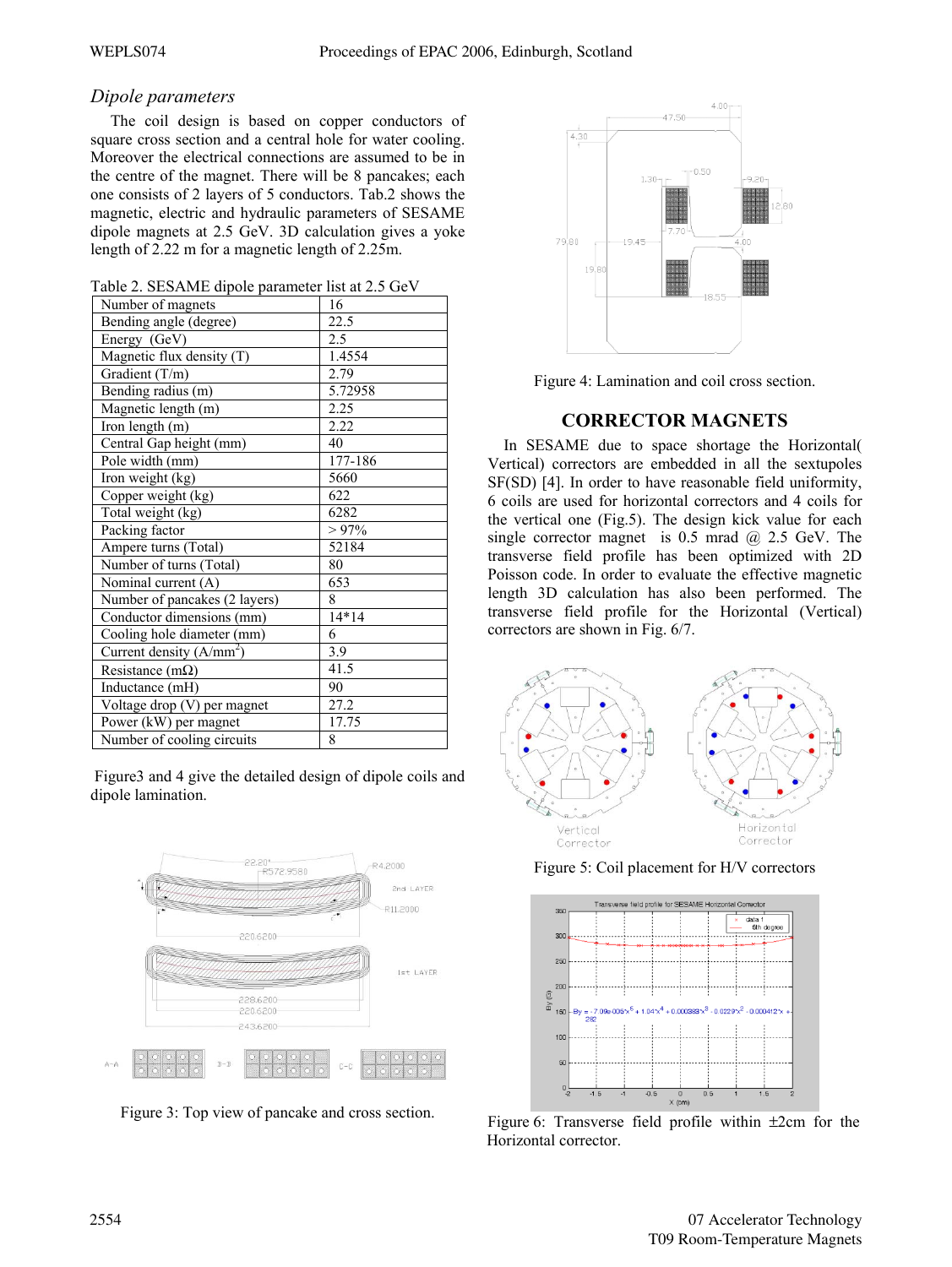### *Dipole parameters*

The coil design is based on copper conductors of square cross section and a central hole for water cooling. Moreover the electrical connections are assumed to be in the centre of the magnet. There will be 8 pancakes; each one consists of 2 layers of 5 conductors. Tab.2 shows the magnetic, electric and hydraulic parameters of SESAME dipole magnets at 2.5 GeV. 3D calculation gives a yoke length of 2.22 m for a magnetic length of 2.25m.

Table 2. SESAME dipole parameter list at 2.5 GeV

| | |
|---|---|
| Number of magnets | 16 |
| Bending angle (degree) | 22.5 |
| Energy (GeV) | 2.5 |
| Magnetic flux density (T) | 1.4554 |
| Gradient (T/m) | 2.79 |
| Bending radius (m) | 5.72958 |
| Magnetic length (m) | 2.25 |
| Iron length (m) | 2.22 |
| Central Gap height (mm) | 40 |
| Pole width (mm) | 177-186 |
| Iron weight (kg) | 5660 |
| Copper weight (kg) | 622 |
| Total weight (kg) | 6282 |
| Packing factor | > 97% |
| Ampere turns (Total) | 52184 |
| Number of turns (Total) | 80 |
| Nominal current (A) | 653 |
| Number of pancakes (2 layers) | 8 |
| Conductor dimensions (mm) | 14*14 |
| Cooling hole diameter (mm) | 6 |
| Current density (A/mm$^2$) | 3.9 |
| Resistance (mΩ) | 41.5 |
| Inductance (mH) | 90 |
| Voltage drop (V) per magnet | 27.2 |
| Power (kW) per magnet | 17.75 |
| Number of cooling circuits | 8 |

Figure3 and 4 give the detailed design of dipole coils and dipole lamination.

Figure 3: Top view of pancake and cross section.

Figure 4: Lamination and coil cross section.

## CORRECTOR MAGNETS

In SESAME due to space shortage the Horizontal( Vertical) correctors are embedded in all the sextupoles SF(SD) [4]. In order to have reasonable field uniformity, 6 coils are used for horizontal correctors and 4 coils for the vertical one (Fig.5). The design kick value for each single corrector magnet is 0.5 mrad @ 2.5 GeV. The transverse field profile has been optimized with 2D Poisson code. In order to evaluate the effective magnetic length 3D calculation has also been performed. The transverse field profile for the Horizontal (Vertical) correctors are shown in Fig. 6/7.

Figure 5: Coil placement for H/V correctors

Figure 6: Transverse field profile within ±2cm for the Horizontal corrector.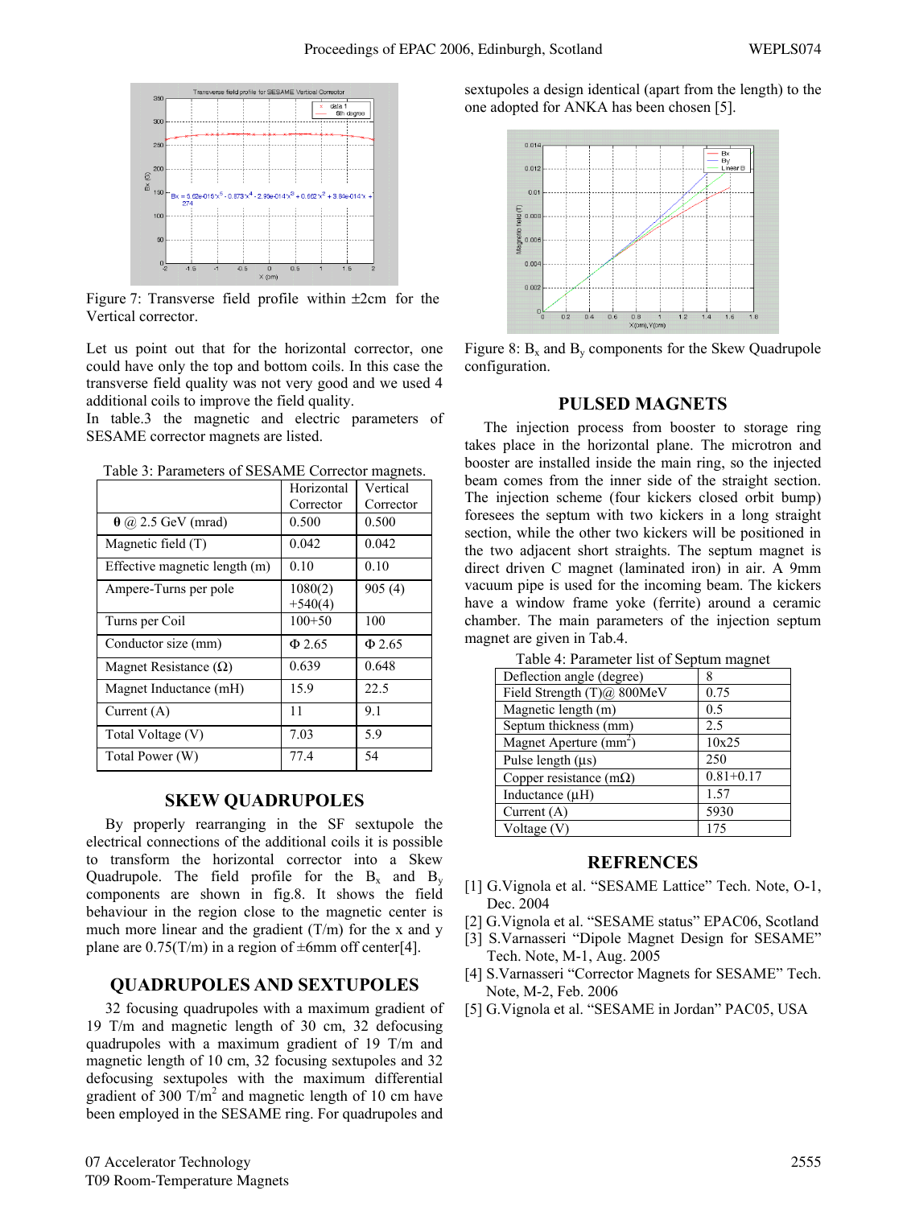Transverse field profile for SESAME Vertical Corrector

data 1
6th degree

Bx = 5.02e-016*x^5 - 0.873*x^4 - 2.99e-014*x^3 + 0.602*x^2 + 3.84e-014*x + 274

Bx (G)

X (cm)

Figure 7: Transverse field profile within ±2cm for the Vertical corrector.

Let us point out that for the horizontal corrector, one could have only the top and bottom coils. In this case the transverse field quality was not very good and we used 4 additional coils to improve the field quality.

In table.3 the magnetic and electric parameters of SESAME corrector magnets are listed.

Table 3: Parameters of SESAME Corrector magnets.

| | Horizontal Corrector | Vertical Corrector |
|---|---|---|
| **θ** @ 2.5 GeV (mrad) | 0.500 | 0.500 |
| Magnetic field (T) | 0.042 | 0.042 |
| Effective magnetic length (m) | 0.10 | 0.10 |
| Ampere-Turns per pole | 1080(2) +540(4) | 905 (4) |
| Turns per Coil | 100+50 | 100 |
| Conductor size (mm) | Φ 2.65 | Φ 2.65 |
| Magnet Resistance (Ω) | 0.639 | 0.648 |
| Magnet Inductance (mH) | 15.9 | 22.5 |
| Current (A) | 11 | 9.1 |
| Total Voltage (V) | 7.03 | 5.9 |
| Total Power (W) | 77.4 | 54 |

## SKEW QUADRUPOLES

By properly rearranging in the SF sextupole the electrical connections of the additional coils it is possible to transform the horizontal corrector into a Skew Quadrupole. The field profile for the $B_x$ and $B_y$ components are shown in fig.8. It shows the field behaviour in the region close to the magnetic center is much more linear and the gradient (T/m) for the x and y plane are 0.75(T/m) in a region of ±6mm off center[4].

## QUADRUPOLES AND SEXTUPOLES

32 focusing quadrupoles with a maximum gradient of 19 T/m and magnetic length of 30 cm, 32 defocusing quadrupoles with a maximum gradient of 19 T/m and magnetic length of 10 cm, 32 focusing sextupoles and 32 defocusing sextupoles with the maximum differential gradient of 300 T/m$^2$ and magnetic length of 10 cm have been employed in the SESAME ring. For quadrupoles and sextupoles a design identical (apart from the length) to the one adopted for ANKA has been chosen [5].

Bx
By
Linear B

Magnetic field (T)

X(cm),Y(cm)

Figure 8: $B_x$ and $B_y$ components for the Skew Quadrupole configuration.

## PULSED MAGNETS

The injection process from booster to storage ring takes place in the horizontal plane. The microtron and booster are installed inside the main ring, so the injected beam comes from the inner side of the straight section. The injection scheme (four kickers closed orbit bump) foresees the septum with two kickers in a long straight section, while the other two kickers will be positioned in the two adjacent short straights. The septum magnet is direct driven C magnet (laminated iron) in air. A 9mm vacuum pipe is used for the incoming beam. The kickers have a window frame yoke (ferrite) around a ceramic chamber. The main parameters of the injection septum magnet are given in Tab.4.

Table 4: Parameter list of Septum magnet

| | |
|---|---|
| Deflection angle (degree) | 8 |
| Field Strength (T)@ 800MeV | 0.75 |
| Magnetic length (m) | 0.5 |
| Septum thickness (mm) | 2.5 |
| Magnet Aperture (mm$^2$) | 10x25 |
| Pulse length (μs) | 250 |
| Copper resistance (mΩ) | 0.81+0.17 |
| Inductance (μH) | 1.57 |
| Current (A) | 5930 |
| Voltage (V) | 175 |

## REFRENCES

[1] G.Vignola et al. "SESAME Lattice" Tech. Note, O-1, Dec. 2004

[2] G.Vignola et al. "SESAME status" EPAC06, Scotland

[3] S.Varnasseri "Dipole Magnet Design for SESAME" Tech. Note, M-1, Aug. 2005

[4] S.Varnasseri "Corrector Magnets for SESAME" Tech. Note, M-2, Feb. 2006

[5] G.Vignola et al. "SESAME in Jordan" PAC05, USA